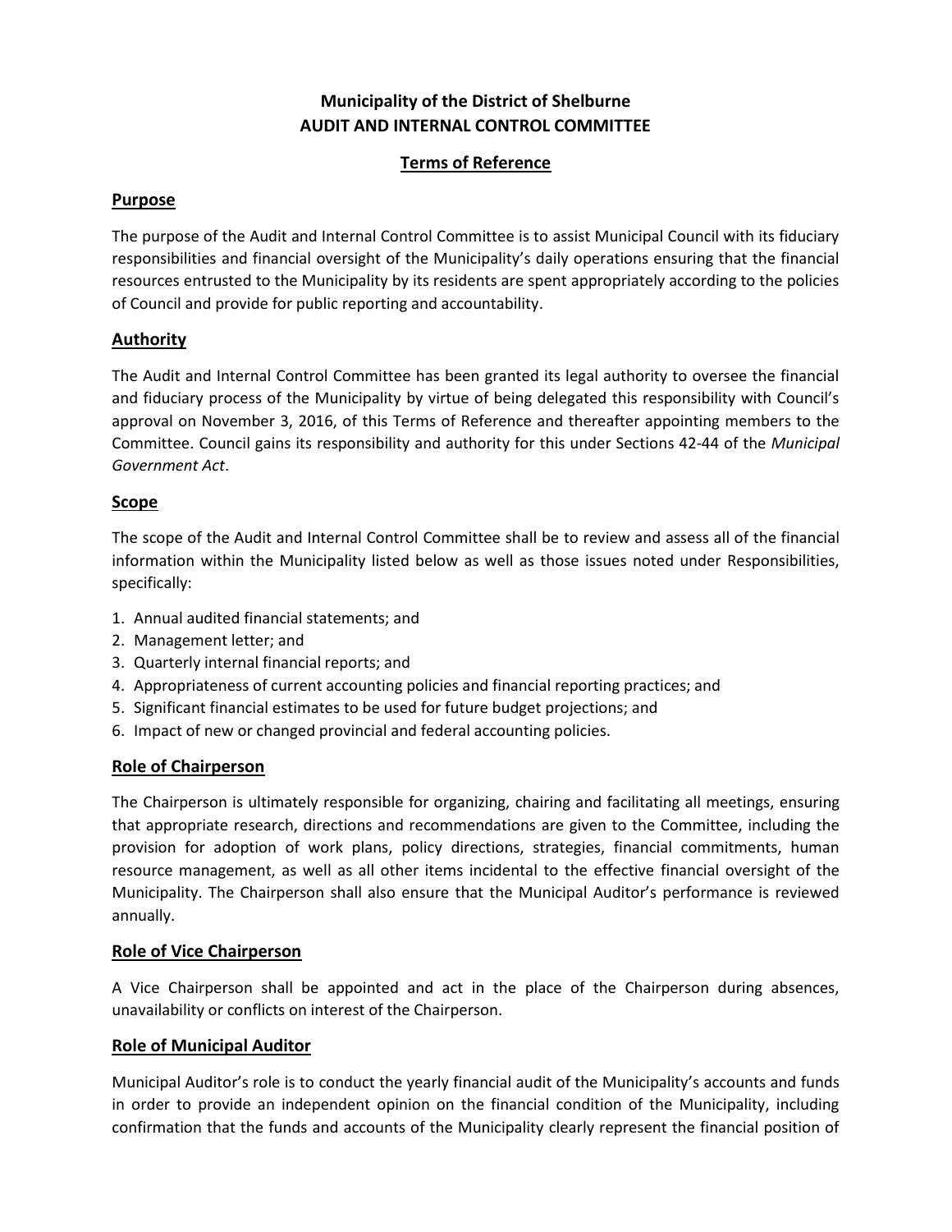# Municipality of the District of Shelburne
# AUDIT AND INTERNAL CONTROL COMMITTEE

## Terms of Reference

### Purpose

The purpose of the Audit and Internal Control Committee is to assist Municipal Council with its fiduciary responsibilities and financial oversight of the Municipality's daily operations ensuring that the financial resources entrusted to the Municipality by its residents are spent appropriately according to the policies of Council and provide for public reporting and accountability.

### Authority

The Audit and Internal Control Committee has been granted its legal authority to oversee the financial and fiduciary process of the Municipality by virtue of being delegated this responsibility with Council's approval on November 3, 2016, of this Terms of Reference and thereafter appointing members to the Committee. Council gains its responsibility and authority for this under Sections 42-44 of the *Municipal Government Act*.

### Scope

The scope of the Audit and Internal Control Committee shall be to review and assess all of the financial information within the Municipality listed below as well as those issues noted under Responsibilities, specifically:

1. Annual audited financial statements; and
2. Management letter; and
3. Quarterly internal financial reports; and
4. Appropriateness of current accounting policies and financial reporting practices; and
5. Significant financial estimates to be used for future budget projections; and
6. Impact of new or changed provincial and federal accounting policies.

### Role of Chairperson

The Chairperson is ultimately responsible for organizing, chairing and facilitating all meetings, ensuring that appropriate research, directions and recommendations are given to the Committee, including the provision for adoption of work plans, policy directions, strategies, financial commitments, human resource management, as well as all other items incidental to the effective financial oversight of the Municipality. The Chairperson shall also ensure that the Municipal Auditor's performance is reviewed annually.

### Role of Vice Chairperson

A Vice Chairperson shall be appointed and act in the place of the Chairperson during absences, unavailability or conflicts on interest of the Chairperson.

### Role of Municipal Auditor

Municipal Auditor's role is to conduct the yearly financial audit of the Municipality's accounts and funds in order to provide an independent opinion on the financial condition of the Municipality, including confirmation that the funds and accounts of the Municipality clearly represent the financial position of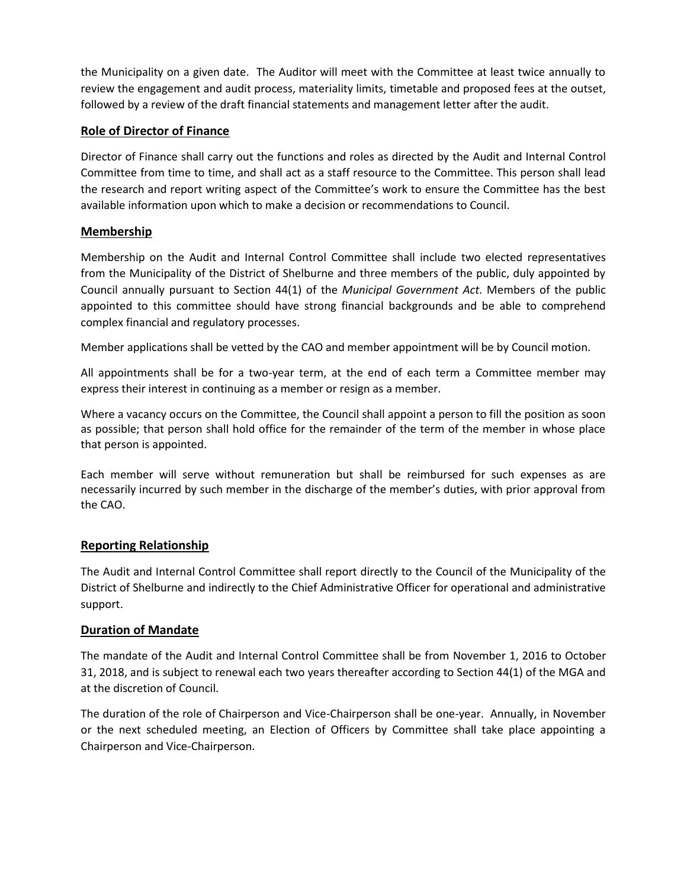the Municipality on a given date. The Auditor will meet with the Committee at least twice annually to review the engagement and audit process, materiality limits, timetable and proposed fees at the outset, followed by a review of the draft financial statements and management letter after the audit.

## Role of Director of Finance

Director of Finance shall carry out the functions and roles as directed by the Audit and Internal Control Committee from time to time, and shall act as a staff resource to the Committee. This person shall lead the research and report writing aspect of the Committee's work to ensure the Committee has the best available information upon which to make a decision or recommendations to Council.

## Membership

Membership on the Audit and Internal Control Committee shall include two elected representatives from the Municipality of the District of Shelburne and three members of the public, duly appointed by Council annually pursuant to Section 44(1) of the *Municipal Government Act*. Members of the public appointed to this committee should have strong financial backgrounds and be able to comprehend complex financial and regulatory processes.

Member applications shall be vetted by the CAO and member appointment will be by Council motion.

All appointments shall be for a two-year term, at the end of each term a Committee member may express their interest in continuing as a member or resign as a member.

Where a vacancy occurs on the Committee, the Council shall appoint a person to fill the position as soon as possible; that person shall hold office for the remainder of the term of the member in whose place that person is appointed.

Each member will serve without remuneration but shall be reimbursed for such expenses as are necessarily incurred by such member in the discharge of the member's duties, with prior approval from the CAO.

## Reporting Relationship

The Audit and Internal Control Committee shall report directly to the Council of the Municipality of the District of Shelburne and indirectly to the Chief Administrative Officer for operational and administrative support.

## Duration of Mandate

The mandate of the Audit and Internal Control Committee shall be from November 1, 2016 to October 31, 2018, and is subject to renewal each two years thereafter according to Section 44(1) of the MGA and at the discretion of Council.

The duration of the role of Chairperson and Vice-Chairperson shall be one-year. Annually, in November or the next scheduled meeting, an Election of Officers by Committee shall take place appointing a Chairperson and Vice-Chairperson.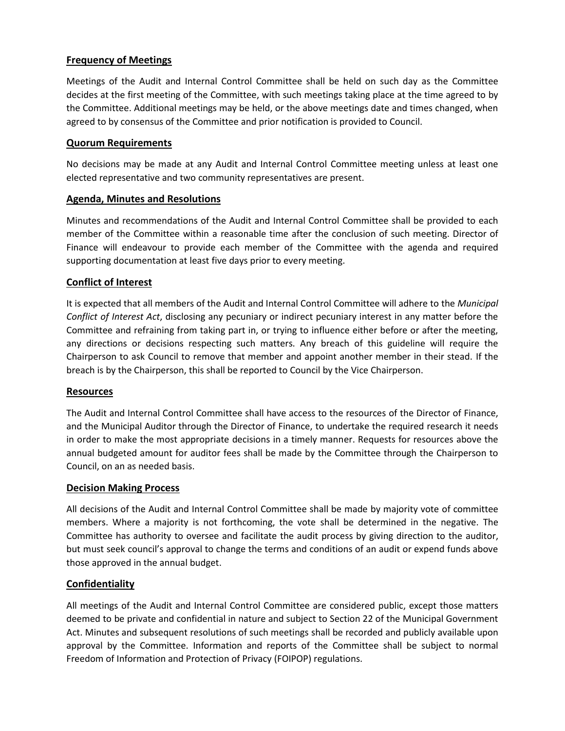## Frequency of Meetings

Meetings of the Audit and Internal Control Committee shall be held on such day as the Committee decides at the first meeting of the Committee, with such meetings taking place at the time agreed to by the Committee. Additional meetings may be held, or the above meetings date and times changed, when agreed to by consensus of the Committee and prior notification is provided to Council.

## Quorum Requirements

No decisions may be made at any Audit and Internal Control Committee meeting unless at least one elected representative and two community representatives are present.

## Agenda, Minutes and Resolutions

Minutes and recommendations of the Audit and Internal Control Committee shall be provided to each member of the Committee within a reasonable time after the conclusion of such meeting. Director of Finance will endeavour to provide each member of the Committee with the agenda and required supporting documentation at least five days prior to every meeting.

## Conflict of Interest

It is expected that all members of the Audit and Internal Control Committee will adhere to the *Municipal Conflict of Interest Act*, disclosing any pecuniary or indirect pecuniary interest in any matter before the Committee and refraining from taking part in, or trying to influence either before or after the meeting, any directions or decisions respecting such matters. Any breach of this guideline will require the Chairperson to ask Council to remove that member and appoint another member in their stead. If the breach is by the Chairperson, this shall be reported to Council by the Vice Chairperson.

## Resources

The Audit and Internal Control Committee shall have access to the resources of the Director of Finance, and the Municipal Auditor through the Director of Finance, to undertake the required research it needs in order to make the most appropriate decisions in a timely manner. Requests for resources above the annual budgeted amount for auditor fees shall be made by the Committee through the Chairperson to Council, on an as needed basis.

## Decision Making Process

All decisions of the Audit and Internal Control Committee shall be made by majority vote of committee members. Where a majority is not forthcoming, the vote shall be determined in the negative. The Committee has authority to oversee and facilitate the audit process by giving direction to the auditor, but must seek council's approval to change the terms and conditions of an audit or expend funds above those approved in the annual budget.

## Confidentiality

All meetings of the Audit and Internal Control Committee are considered public, except those matters deemed to be private and confidential in nature and subject to Section 22 of the Municipal Government Act. Minutes and subsequent resolutions of such meetings shall be recorded and publicly available upon approval by the Committee. Information and reports of the Committee shall be subject to normal Freedom of Information and Protection of Privacy (FOIPOP) regulations.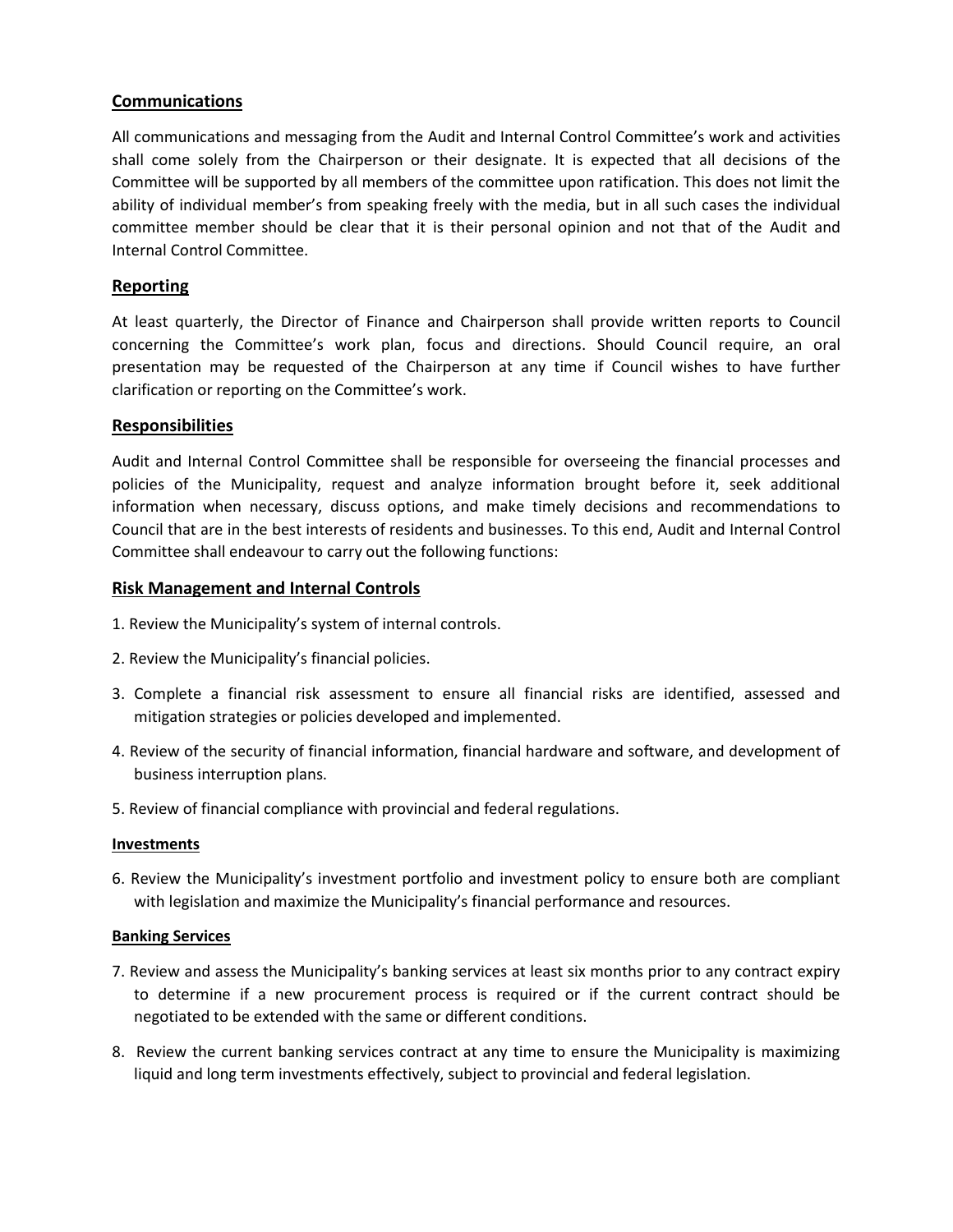## Communications

All communications and messaging from the Audit and Internal Control Committee's work and activities shall come solely from the Chairperson or their designate. It is expected that all decisions of the Committee will be supported by all members of the committee upon ratification. This does not limit the ability of individual member's from speaking freely with the media, but in all such cases the individual committee member should be clear that it is their personal opinion and not that of the Audit and Internal Control Committee.

## Reporting

At least quarterly, the Director of Finance and Chairperson shall provide written reports to Council concerning the Committee's work plan, focus and directions. Should Council require, an oral presentation may be requested of the Chairperson at any time if Council wishes to have further clarification or reporting on the Committee's work.

## Responsibilities

Audit and Internal Control Committee shall be responsible for overseeing the financial processes and policies of the Municipality, request and analyze information brought before it, seek additional information when necessary, discuss options, and make timely decisions and recommendations to Council that are in the best interests of residents and businesses. To this end, Audit and Internal Control Committee shall endeavour to carry out the following functions:

## Risk Management and Internal Controls

1. Review the Municipality's system of internal controls.
2. Review the Municipality's financial policies.
3. Complete a financial risk assessment to ensure all financial risks are identified, assessed and mitigation strategies or policies developed and implemented.
4. Review of the security of financial information, financial hardware and software, and development of business interruption plans.
5. Review of financial compliance with provincial and federal regulations.

### Investments

6. Review the Municipality's investment portfolio and investment policy to ensure both are compliant with legislation and maximize the Municipality's financial performance and resources.

### Banking Services

7. Review and assess the Municipality's banking services at least six months prior to any contract expiry to determine if a new procurement process is required or if the current contract should be negotiated to be extended with the same or different conditions.
8. Review the current banking services contract at any time to ensure the Municipality is maximizing liquid and long term investments effectively, subject to provincial and federal legislation.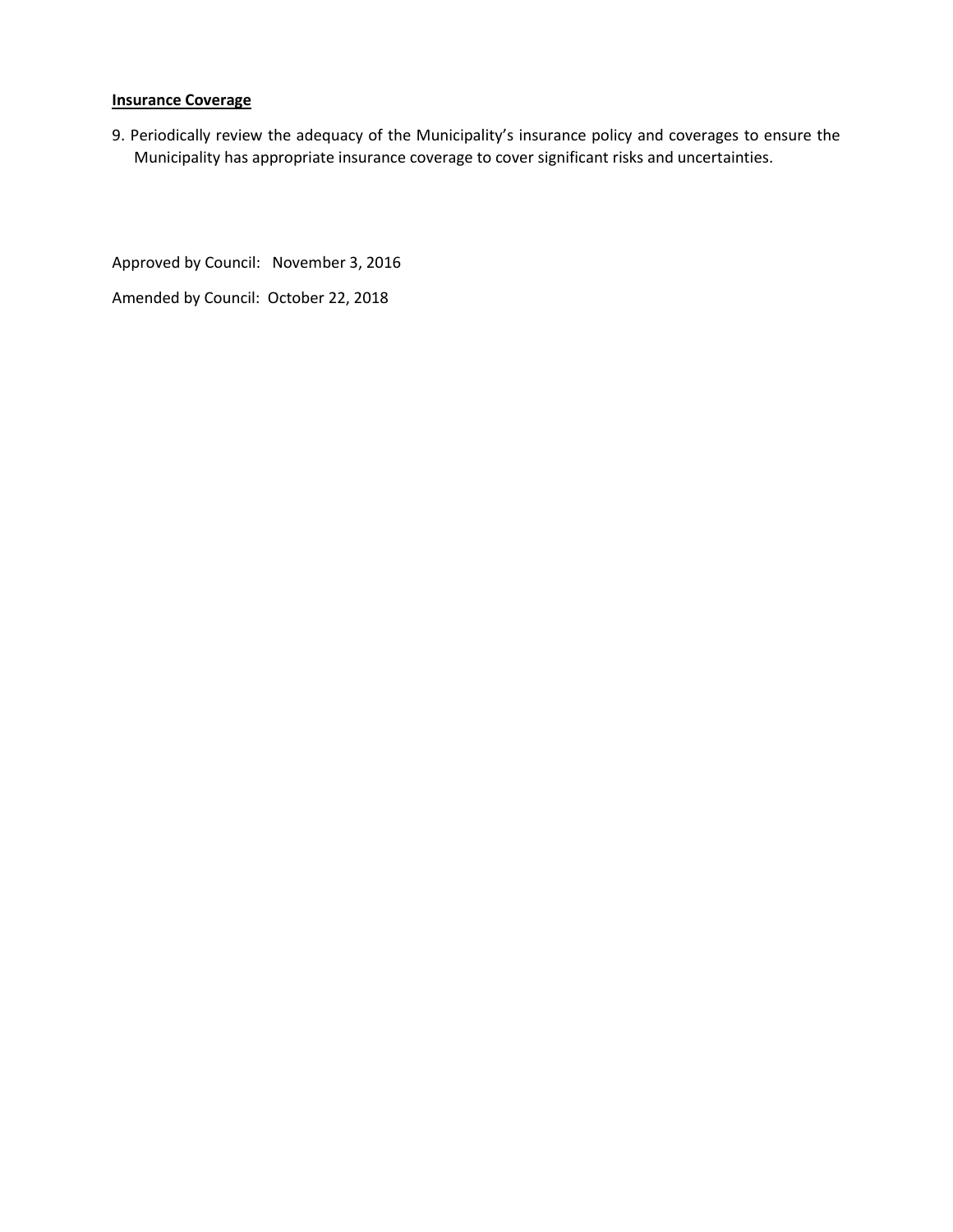**Insurance Coverage**

9. Periodically review the adequacy of the Municipality's insurance policy and coverages to ensure the Municipality has appropriate insurance coverage to cover significant risks and uncertainties.

Approved by Council: November 3, 2016

Amended by Council: October 22, 2018